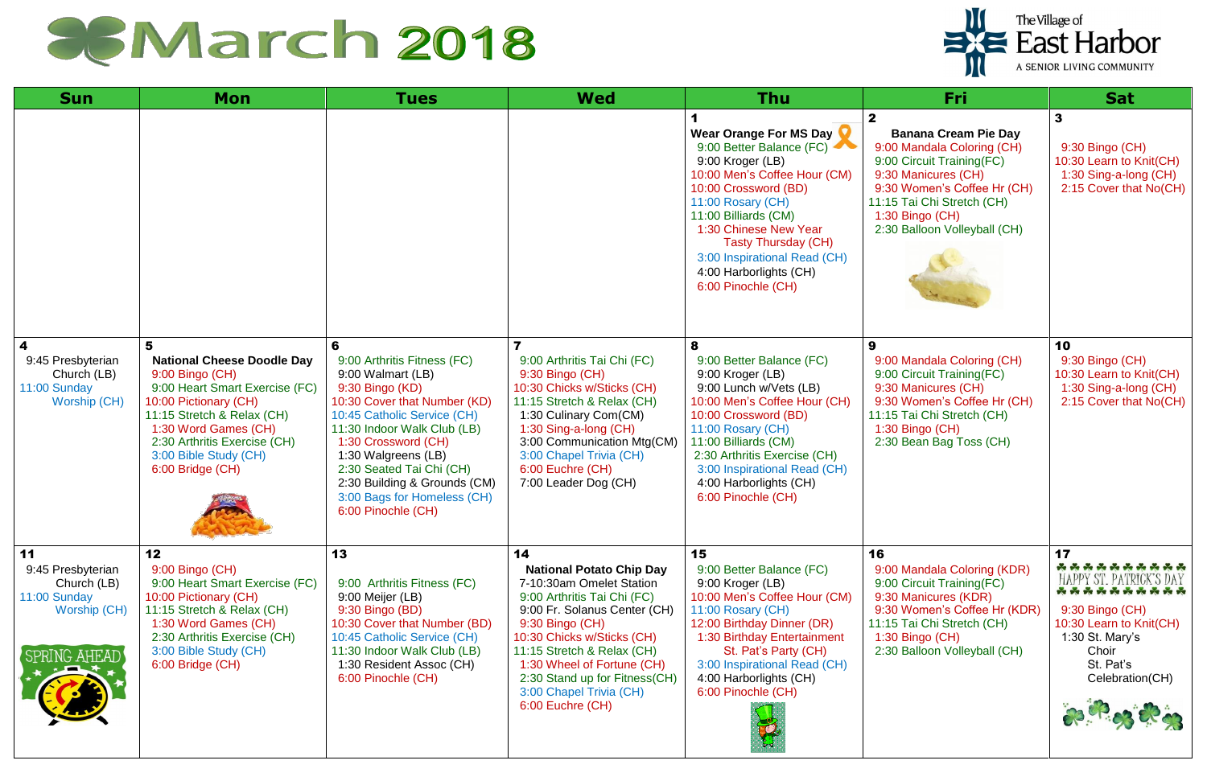# March 2018

The Village of East Harbor
A SENIOR LIVING COMMUNITY

| Sun | Mon | Tues | Wed | Thu | Fri | Sat |
|---|---|---|---|---|---|---|
| | | | | **1**<br>**Wear Orange For MS Day**<br>9:00 Better Balance (FC)<br>9:00 Kroger (LB)<br>10:00 Men's Coffee Hour (CM)<br>10:00 Crossword (BD)<br>11:00 Rosary (CH)<br>11:00 Billiards (CM)<br>1:30 Chinese New Year Tasty Thursday (CH)<br>3:00 Inspirational Read (CH)<br>4:00 Harborlights (CH)<br>6:00 Pinochle (CH) | **2**<br>**Banana Cream Pie Day**<br>9:00 Mandala Coloring (CH)<br>9:00 Circuit Training(FC)<br>9:30 Manicures (CH)<br>9:30 Women's Coffee Hr (CH)<br>11:15 Tai Chi Stretch (CH)<br>1:30 Bingo (CH)<br>2:30 Balloon Volleyball (CH) | **3**<br>9:30 Bingo (CH)<br>10:30 Learn to Knit(CH)<br>1:30 Sing-a-long (CH)<br>2:15 Cover that No(CH) |
| **4**<br>9:45 Presbyterian Church (LB)<br>11:00 Sunday Worship (CH) | **5**<br>**National Cheese Doodle Day**<br>9:00 Bingo (CH)<br>9:00 Heart Smart Exercise (FC)<br>10:00 Pictionary (CH)<br>11:15 Stretch & Relax (CH)<br>1:30 Word Games (CH)<br>2:30 Arthritis Exercise (CH)<br>3:00 Bible Study (CH)<br>6:00 Bridge (CH) | **6**<br>9:00 Arthritis Fitness (FC)<br>9:00 Walmart (LB)<br>9:30 Bingo (KD)<br>10:30 Cover that Number (KD)<br>10:45 Catholic Service (CH)<br>11:30 Indoor Walk Club (LB)<br>1:30 Crossword (CH)<br>1:30 Walgreens (LB)<br>2:30 Seated Tai Chi (CH)<br>2:30 Building & Grounds (CM)<br>3:00 Bags for Homeless (CH)<br>6:00 Pinochle (CH) | **7**<br>9:00 Arthritis Tai Chi (FC)<br>9:30 Bingo (CH)<br>10:30 Chicks w/Sticks (CH)<br>11:15 Stretch & Relax (CH)<br>1:30 Culinary Com(CM)<br>1:30 Sing-a-long (CH)<br>3:00 Communication Mtg(CM)<br>3:00 Chapel Trivia (CH)<br>6:00 Euchre (CH)<br>7:00 Leader Dog (CH) | **8**<br>9:00 Better Balance (FC)<br>9:00 Kroger (LB)<br>9:00 Lunch w/Vets (LB)<br>10:00 Men's Coffee Hour (CH)<br>10:00 Crossword (BD)<br>11:00 Rosary (CH)<br>11:00 Billiards (CM)<br>2:30 Arthritis Exercise (CH)<br>3:00 Inspirational Read (CH)<br>4:00 Harborlights (CH)<br>6:00 Pinochle (CH) | **9**<br>9:00 Mandala Coloring (CH)<br>9:00 Circuit Training(FC)<br>9:30 Manicures (CH)<br>9:30 Women's Coffee Hr (CH)<br>11:15 Tai Chi Stretch (CH)<br>1:30 Bingo (CH)<br>2:30 Bean Bag Toss (CH) | **10**<br>9:30 Bingo (CH)<br>10:30 Learn to Knit(CH)<br>1:30 Sing-a-long (CH)<br>2:15 Cover that No(CH) |
| **11**<br>9:45 Presbyterian Church (LB)<br>11:00 Sunday Worship (CH)<br>SPRING AHEAD | **12**<br>9:00 Bingo (CH)<br>9:00 Heart Smart Exercise (FC)<br>10:00 Pictionary (CH)<br>11:15 Stretch & Relax (CH)<br>1:30 Word Games (CH)<br>2:30 Arthritis Exercise (CH)<br>3:00 Bible Study (CH)<br>6:00 Bridge (CH) | **13**<br>9:00 Arthritis Fitness (FC)<br>9:00 Meijer (LB)<br>9:30 Bingo (BD)<br>10:30 Cover that Number (BD)<br>10:45 Catholic Service (CH)<br>11:30 Indoor Walk Club (LB)<br>1:30 Resident Assoc (CH)<br>6:00 Pinochle (CH) | **14**<br>**National Potato Chip Day**<br>7-10:30am Omelet Station<br>9:00 Arthritis Tai Chi (FC)<br>9:00 Fr. Solanus Center (CH)<br>9:30 Bingo (CH)<br>10:30 Chicks w/Sticks (CH)<br>11:15 Stretch & Relax (CH)<br>1:30 Wheel of Fortune (CH)<br>2:30 Stand up for Fitness(CH)<br>3:00 Chapel Trivia (CH)<br>6:00 Euchre (CH) | **15**<br>9:00 Better Balance (FC)<br>9:00 Kroger (LB)<br>10:00 Men's Coffee Hour (CM)<br>11:00 Rosary (CH)<br>12:00 Birthday Dinner (DR)<br>1:30 Birthday Entertainment St. Pat's Party (CH)<br>3:00 Inspirational Read (CH)<br>4:00 Harborlights (CH)<br>6:00 Pinochle (CH) | **16**<br>9:00 Mandala Coloring (KDR)<br>9:00 Circuit Training(FC)<br>9:30 Manicures (KDR)<br>9:30 Women's Coffee Hr (KDR)<br>11:15 Tai Chi Stretch (CH)<br>1:30 Bingo (CH)<br>2:30 Balloon Volleyball (CH) | **17**<br>HAPPY ST. PATRICK'S DAY<br>9:30 Bingo (CH)<br>10:30 Learn to Knit(CH)<br>1:30 St. Mary's Choir St. Pat's Celebration(CH) |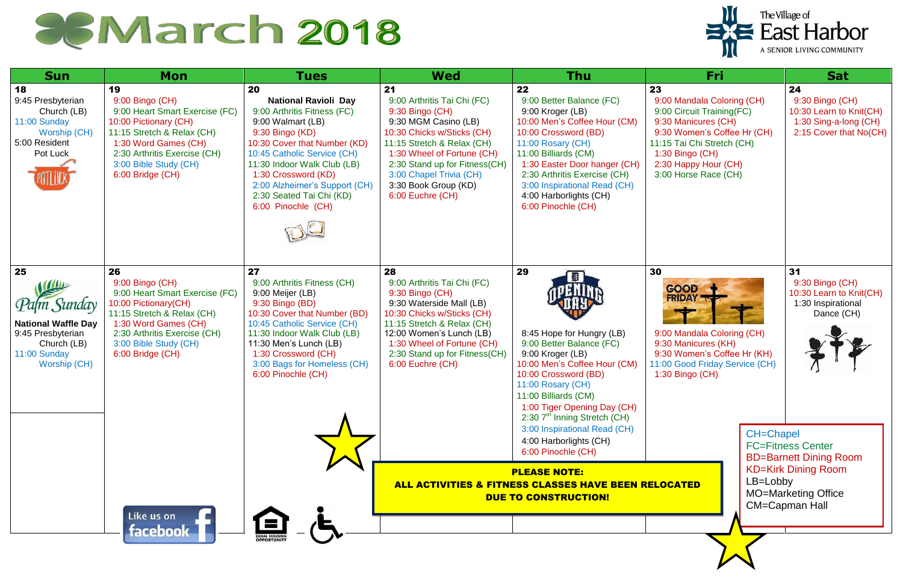# March 2018

The Village of East Harbor
A SENIOR LIVING COMMUNITY

| Sun | Mon | Tues | Wed | Thu | Fri | Sat |
|---|---|---|---|---|---|---|
| **18**<br>9:45 Presbyterian Church (LB)<br>11:00 Sunday Worship (CH)<br>5:00 Resident Pot Luck | **19**<br>9:00 Bingo (CH)<br>9:00 Heart Smart Exercise (FC)<br>10:00 Pictionary (CH)<br>11:15 Stretch & Relax (CH)<br>1:30 Word Games (CH)<br>2:30 Arthritis Exercise (CH)<br>3:00 Bible Study (CH)<br>6:00 Bridge (CH) | **20**<br>**National Ravioli Day**<br>9:00 Arthritis Fitness (FC)<br>9:00 Walmart (LB)<br>9:30 Bingo (KD)<br>10:30 Cover that Number (KD)<br>10:45 Catholic Service (CH)<br>11:30 Indoor Walk Club (LB)<br>1:30 Crossword (KD)<br>2:00 Alzheimer's Support (CH)<br>2:30 Seated Tai Chi (KD)<br>6:00 Pinochle (CH) | **21**<br>9:00 Arthritis Tai Chi (FC)<br>9:30 Bingo (CH)<br>9:30 MGM Casino (LB)<br>10:30 Chicks w/Sticks (CH)<br>11:15 Stretch & Relax (CH)<br>1:30 Wheel of Fortune (CH)<br>2:30 Stand up for Fitness(CH)<br>3:00 Chapel Trivia (CH)<br>3:30 Book Group (KD)<br>6:00 Euchre (CH) | **22**<br>9:00 Better Balance (FC)<br>9:00 Kroger (LB)<br>10:00 Men's Coffee Hour (CM)<br>10:00 Crossword (BD)<br>11:00 Rosary (CH)<br>11:00 Billiards (CM)<br>1:30 Easter Door hanger (CH)<br>2:30 Arthritis Exercise (CH)<br>3:00 Inspirational Read (CH)<br>4:00 Harborlights (CH)<br>6:00 Pinochle (CH) | **23**<br>9:00 Mandala Coloring (CH)<br>9:00 Circuit Training(FC)<br>9:30 Manicures (CH)<br>9:30 Women's Coffee Hr (CH)<br>11:15 Tai Chi Stretch (CH)<br>1:30 Bingo (CH)<br>2:30 Happy Hour (CH)<br>3:00 Horse Race (CH) | **24**<br>9:30 Bingo (CH)<br>10:30 Learn to Knit(CH)<br>1:30 Sing-a-long (CH)<br>2:15 Cover that No(CH) |
| **25**<br>Palm Sunday<br>**National Waffle Day**<br>9:45 Presbyterian Church (LB)<br>11:00 Sunday Worship (CH) | **26**<br>9:00 Bingo (CH)<br>9:00 Heart Smart Exercise (FC)<br>10:00 Pictionary(CH)<br>11:15 Stretch & Relax (CH)<br>1:30 Word Games (CH)<br>2:30 Arthritis Exercise (CH)<br>3:00 Bible Study (CH)<br>6:00 Bridge (CH) | **27**<br>9:00 Arthritis Fitness (CH)<br>9:00 Meijer (LB)<br>9:30 Bingo (BD)<br>10:30 Cover that Number (BD)<br>10:45 Catholic Service (CH)<br>11:30 Indoor Walk Club (LB)<br>11:30 Men's Lunch (LB)<br>1:30 Crossword (CH)<br>3:00 Bags for Homeless (CH)<br>6:00 Pinochle (CH) | **28**<br>9:00 Arthritis Tai Chi (FC)<br>9:30 Bingo (CH)<br>9:30 Waterside Mall (LB)<br>10:30 Chicks w/Sticks (CH)<br>11:15 Stretch & Relax (CH)<br>12:00 Women's Lunch (LB)<br>1:30 Wheel of Fortune (CH)<br>2:30 Stand up for Fitness(CH)<br>6:00 Euchre (CH) | **29**<br>OPENING DAY<br>8:45 Hope for Hungry (LB)<br>9:00 Better Balance (FC)<br>9:00 Kroger (LB)<br>10:00 Men's Coffee Hour (CM)<br>10:00 Crossword (BD)<br>11:00 Rosary (CH)<br>11:00 Billiards (CM)<br>1:00 Tiger Opening Day (CH)<br>2:30 7th Inning Stretch (CH)<br>3:00 Inspirational Read (CH)<br>4:00 Harborlights (CH)<br>6:00 Pinochle (CH) | **30**<br>GOOD FRIDAY<br>9:00 Mandala Coloring (CH)<br>9:30 Manicures (KH)<br>9:30 Women's Coffee Hr (KH)<br>11:00 Good Friday Service (CH)<br>1:30 Bingo (CH) | **31**<br>9:30 Bingo (CH)<br>10:30 Learn to Knit(CH)<br>1:30 Inspirational Dance (CH) |

**PLEASE NOTE:**
**ALL ACTIVITIES & FITNESS CLASSES HAVE BEEN RELOCATED DUE TO CONSTRUCTION!**

CH=Chapel
FC=Fitness Center
BD=Barnett Dining Room
KD=Kirk Dining Room
LB=Lobby
MO=Marketing Office
CM=Capman Hall

Like us on facebook

EQUAL HOUSING OPPORTUNITY